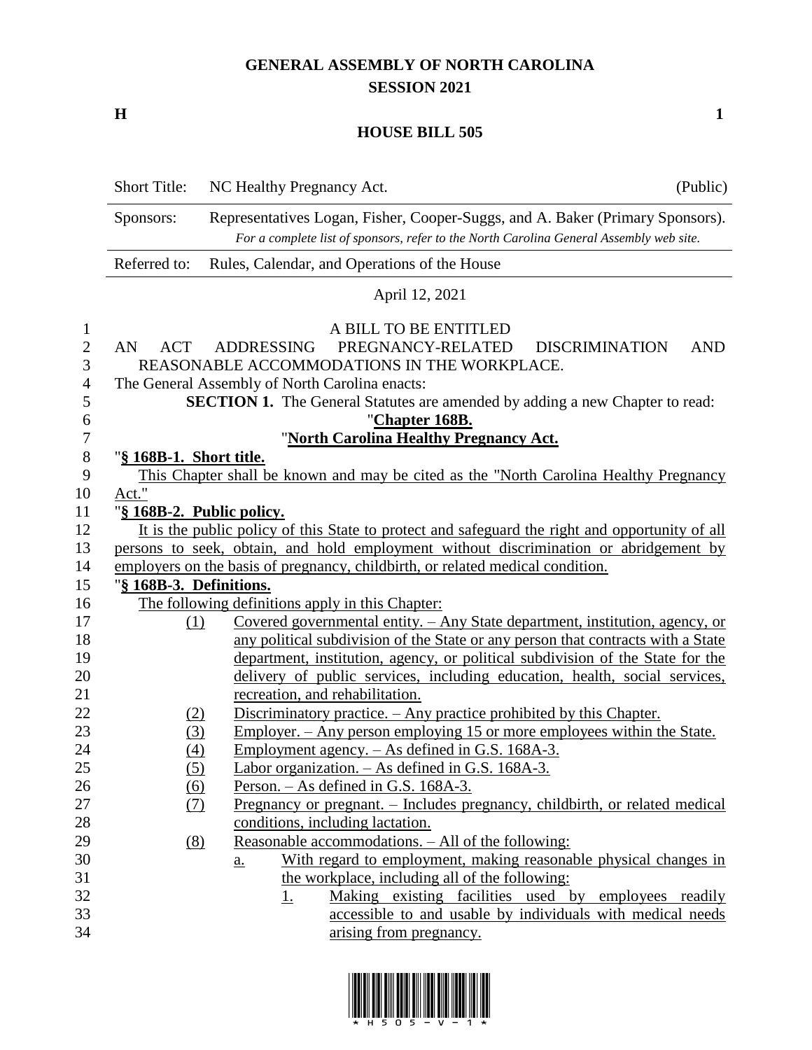# GENERAL ASSEMBLY OF NORTH CAROLINA
## SESSION 2021

**H** **1**

## HOUSE BILL 505

| | | |
|---|---|---|
| Short Title: | NC Healthy Pregnancy Act. | (Public) |
| Sponsors: | Representatives Logan, Fisher, Cooper-Suggs, and A. Baker (Primary Sponsors). *For a complete list of sponsors, refer to the North Carolina General Assembly web site.* | |
| Referred to: | Rules, Calendar, and Operations of the House | |

April 12, 2021

A BILL TO BE ENTITLED

AN ACT ADDRESSING PREGNANCY-RELATED DISCRIMINATION AND REASONABLE ACCOMMODATIONS IN THE WORKPLACE.

The General Assembly of North Carolina enacts:

**SECTION 1.** The General Statutes are amended by adding a new Chapter to read:

"**Chapter 168B.**

"**North Carolina Healthy Pregnancy Act.**

"**§ 168B-1. Short title.**

This Chapter shall be known and may be cited as the "North Carolina Healthy Pregnancy Act."

"**§ 168B-2. Public policy.**

It is the public policy of this State to protect and safeguard the right and opportunity of all persons to seek, obtain, and hold employment without discrimination or abridgement by employers on the basis of pregnancy, childbirth, or related medical condition.

"**§ 168B-3. Definitions.**

The following definitions apply in this Chapter:

(1) Covered governmental entity. – Any State department, institution, agency, or any political subdivision of the State or any person that contracts with a State department, institution, agency, or political subdivision of the State for the delivery of public services, including education, health, social services, recreation, and rehabilitation.

(2) Discriminatory practice. – Any practice prohibited by this Chapter.

(3) Employer. – Any person employing 15 or more employees within the State.

(4) Employment agency. – As defined in G.S. 168A-3.

(5) Labor organization. – As defined in G.S. 168A-3.

(6) Person. – As defined in G.S. 168A-3.

(7) Pregnancy or pregnant. – Includes pregnancy, childbirth, or related medical conditions, including lactation.

(8) Reasonable accommodations. – All of the following:

a. With regard to employment, making reasonable physical changes in the workplace, including all of the following:

1. Making existing facilities used by employees readily accessible to and usable by individuals with medical needs arising from pregnancy.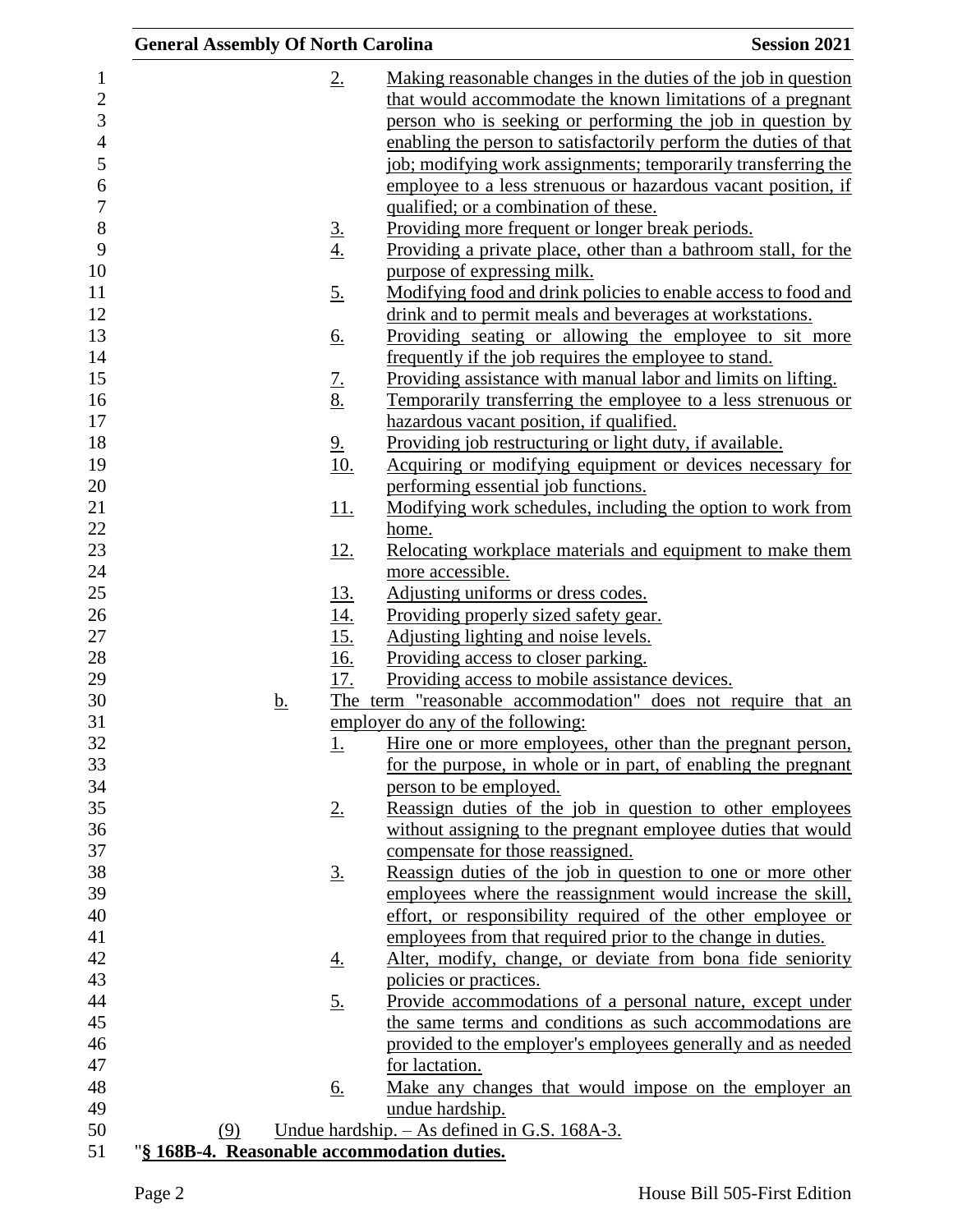2. Making reasonable changes in the duties of the job in question that would accommodate the known limitations of a pregnant person who is seeking or performing the job in question by enabling the person to satisfactorily perform the duties of that job; modifying work assignments; temporarily transferring the employee to a less strenuous or hazardous vacant position, if qualified; or a combination of these.
3. Providing more frequent or longer break periods.
4. Providing a private place, other than a bathroom stall, for the purpose of expressing milk.
5. Modifying food and drink policies to enable access to food and drink and to permit meals and beverages at workstations.
6. Providing seating or allowing the employee to sit more frequently if the job requires the employee to stand.
7. Providing assistance with manual labor and limits on lifting.
8. Temporarily transferring the employee to a less strenuous or hazardous vacant position, if qualified.
9. Providing job restructuring or light duty, if available.
10. Acquiring or modifying equipment or devices necessary for performing essential job functions.
11. Modifying work schedules, including the option to work from home.
12. Relocating workplace materials and equipment to make them more accessible.
13. Adjusting uniforms or dress codes.
14. Providing properly sized safety gear.
15. Adjusting lighting and noise levels.
16. Providing access to closer parking.
17. Providing access to mobile assistance devices.

b. The term "reasonable accommodation" does not require that an employer do any of the following:
1. Hire one or more employees, other than the pregnant person, for the purpose, in whole or in part, of enabling the pregnant person to be employed.
2. Reassign duties of the job in question to other employees without assigning to the pregnant employee duties that would compensate for those reassigned.
3. Reassign duties of the job in question to one or more other employees where the reassignment would increase the skill, effort, or responsibility required of the other employee or employees from that required prior to the change in duties.
4. Alter, modify, change, or deviate from bona fide seniority policies or practices.
5. Provide accommodations of a personal nature, except under the same terms and conditions as such accommodations are provided to the employer's employees generally and as needed for lactation.
6. Make any changes that would impose on the employer an undue hardship.

(9) Undue hardship. – As defined in G.S. 168A-3.

"**§ 168B-4. Reasonable accommodation duties.**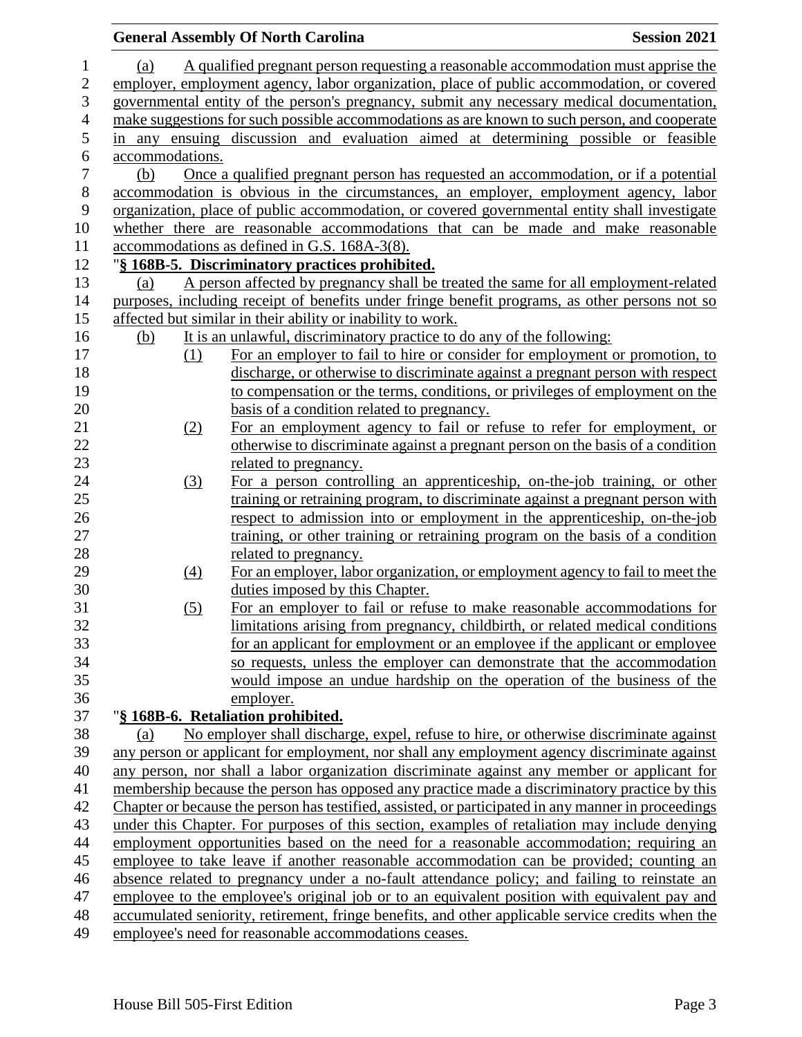(a) A qualified pregnant person requesting a reasonable accommodation must apprise the employer, employment agency, labor organization, place of public accommodation, or covered governmental entity of the person's pregnancy, submit any necessary medical documentation, make suggestions for such possible accommodations as are known to such person, and cooperate in any ensuing discussion and evaluation aimed at determining possible or feasible accommodations.

(b) Once a qualified pregnant person has requested an accommodation, or if a potential accommodation is obvious in the circumstances, an employer, employment agency, labor organization, place of public accommodation, or covered governmental entity shall investigate whether there are reasonable accommodations that can be made and make reasonable accommodations as defined in G.S. 168A-3(8).

"**§ 168B-5. Discriminatory practices prohibited.**

(a) A person affected by pregnancy shall be treated the same for all employment-related purposes, including receipt of benefits under fringe benefit programs, as other persons not so affected but similar in their ability or inability to work.

(b) It is an unlawful, discriminatory practice to do any of the following:

(1) For an employer to fail to hire or consider for employment or promotion, to discharge, or otherwise to discriminate against a pregnant person with respect to compensation or the terms, conditions, or privileges of employment on the basis of a condition related to pregnancy.

(2) For an employment agency to fail or refuse to refer for employment, or otherwise to discriminate against a pregnant person on the basis of a condition related to pregnancy.

(3) For a person controlling an apprenticeship, on-the-job training, or other training or retraining program, to discriminate against a pregnant person with respect to admission into or employment in the apprenticeship, on-the-job training, or other training or retraining program on the basis of a condition related to pregnancy.

(4) For an employer, labor organization, or employment agency to fail to meet the duties imposed by this Chapter.

(5) For an employer to fail or refuse to make reasonable accommodations for limitations arising from pregnancy, childbirth, or related medical conditions for an applicant for employment or an employee if the applicant or employee so requests, unless the employer can demonstrate that the accommodation would impose an undue hardship on the operation of the business of the employer.

"**§ 168B-6. Retaliation prohibited.**

(a) No employer shall discharge, expel, refuse to hire, or otherwise discriminate against any person or applicant for employment, nor shall any employment agency discriminate against any person, nor shall a labor organization discriminate against any member or applicant for membership because the person has opposed any practice made a discriminatory practice by this Chapter or because the person has testified, assisted, or participated in any manner in proceedings under this Chapter. For purposes of this section, examples of retaliation may include denying employment opportunities based on the need for a reasonable accommodation; requiring an employee to take leave if another reasonable accommodation can be provided; counting an absence related to pregnancy under a no-fault attendance policy; and failing to reinstate an employee to the employee's original job or to an equivalent position with equivalent pay and accumulated seniority, retirement, fringe benefits, and other applicable service credits when the employee's need for reasonable accommodations ceases.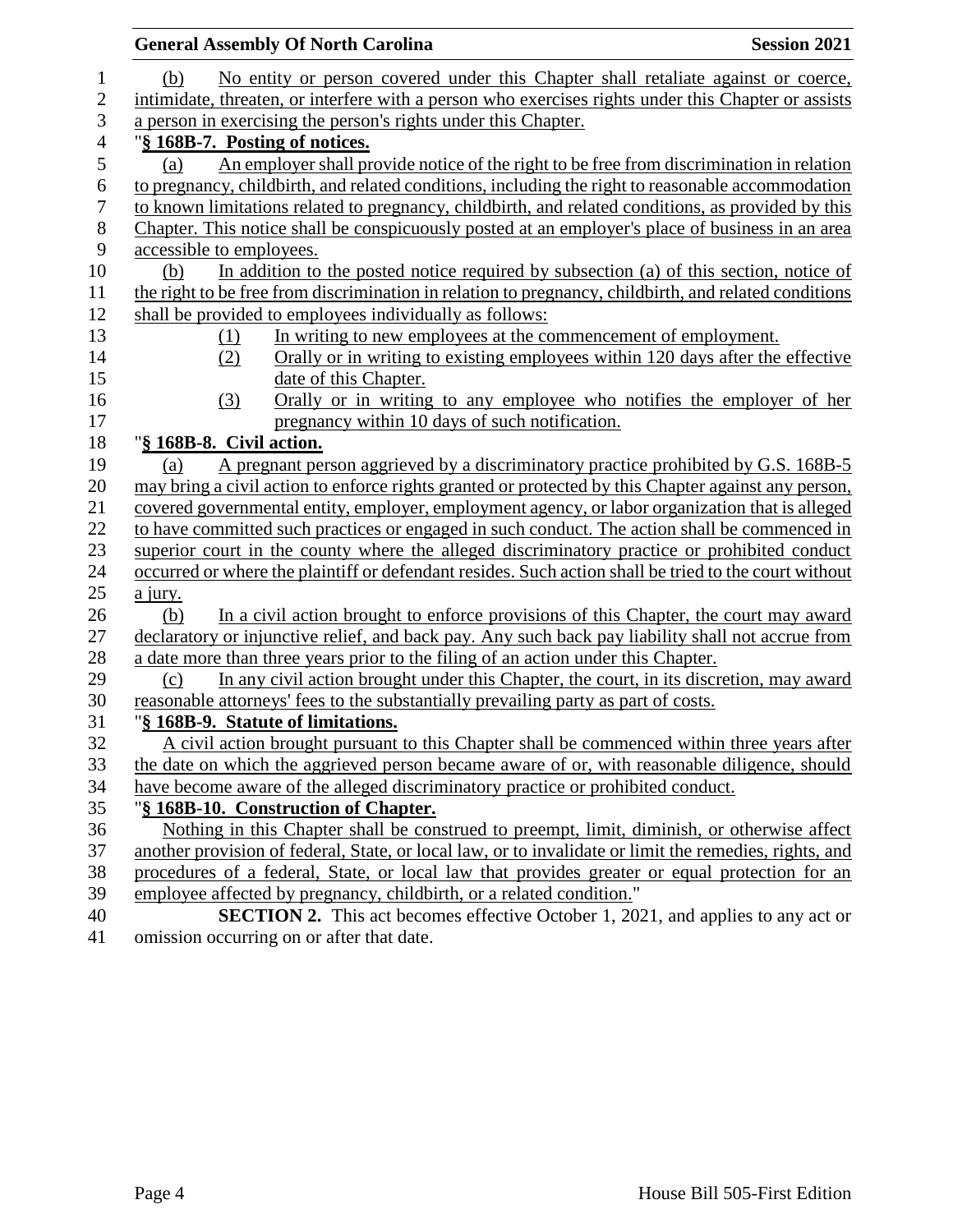(b) No entity or person covered under this Chapter shall retaliate against or coerce, intimidate, threaten, or interfere with a person who exercises rights under this Chapter or assists a person in exercising the person's rights under this Chapter.

"**§ 168B-7. Posting of notices.**

(a) An employer shall provide notice of the right to be free from discrimination in relation to pregnancy, childbirth, and related conditions, including the right to reasonable accommodation to known limitations related to pregnancy, childbirth, and related conditions, as provided by this Chapter. This notice shall be conspicuously posted at an employer's place of business in an area accessible to employees.

(b) In addition to the posted notice required by subsection (a) of this section, notice of the right to be free from discrimination in relation to pregnancy, childbirth, and related conditions shall be provided to employees individually as follows:

(1) In writing to new employees at the commencement of employment.

(2) Orally or in writing to existing employees within 120 days after the effective date of this Chapter.

(3) Orally or in writing to any employee who notifies the employer of her pregnancy within 10 days of such notification.

"**§ 168B-8. Civil action.**

(a) A pregnant person aggrieved by a discriminatory practice prohibited by G.S. 168B-5 may bring a civil action to enforce rights granted or protected by this Chapter against any person, covered governmental entity, employer, employment agency, or labor organization that is alleged to have committed such practices or engaged in such conduct. The action shall be commenced in superior court in the county where the alleged discriminatory practice or prohibited conduct occurred or where the plaintiff or defendant resides. Such action shall be tried to the court without a jury.

(b) In a civil action brought to enforce provisions of this Chapter, the court may award declaratory or injunctive relief, and back pay. Any such back pay liability shall not accrue from a date more than three years prior to the filing of an action under this Chapter.

(c) In any civil action brought under this Chapter, the court, in its discretion, may award reasonable attorneys' fees to the substantially prevailing party as part of costs.

"**§ 168B-9. Statute of limitations.**

A civil action brought pursuant to this Chapter shall be commenced within three years after the date on which the aggrieved person became aware of or, with reasonable diligence, should have become aware of the alleged discriminatory practice or prohibited conduct.

"**§ 168B-10. Construction of Chapter.**

Nothing in this Chapter shall be construed to preempt, limit, diminish, or otherwise affect another provision of federal, State, or local law, or to invalidate or limit the remedies, rights, and procedures of a federal, State, or local law that provides greater or equal protection for an employee affected by pregnancy, childbirth, or a related condition."

**SECTION 2.** This act becomes effective October 1, 2021, and applies to any act or omission occurring on or after that date.